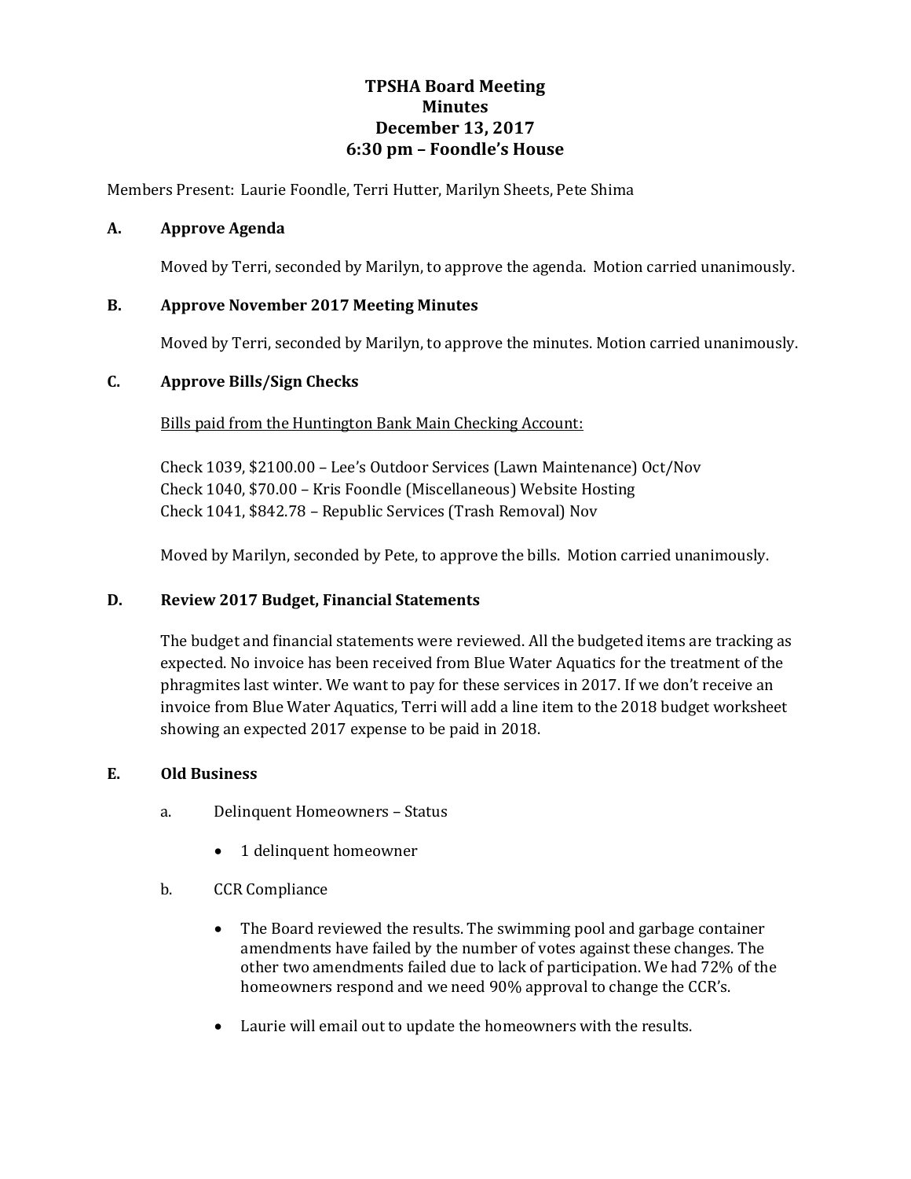# TPSHA Board Meeting
# Minutes
# December 13, 2017
# 6:30 pm – Foondle's House

Members Present: Laurie Foondle, Terri Hutter, Marilyn Sheets, Pete Shima

## A. Approve Agenda

Moved by Terri, seconded by Marilyn, to approve the agenda. Motion carried unanimously.

## B. Approve November 2017 Meeting Minutes

Moved by Terri, seconded by Marilyn, to approve the minutes. Motion carried unanimously.

## C. Approve Bills/Sign Checks

<u>Bills paid from the Huntington Bank Main Checking Account:</u>

Check 1039, $2100.00 – Lee's Outdoor Services (Lawn Maintenance) Oct/Nov
Check 1040, $70.00 – Kris Foondle (Miscellaneous) Website Hosting
Check 1041, $842.78 – Republic Services (Trash Removal) Nov

Moved by Marilyn, seconded by Pete, to approve the bills. Motion carried unanimously.

## D. Review 2017 Budget, Financial Statements

The budget and financial statements were reviewed. All the budgeted items are tracking as expected. No invoice has been received from Blue Water Aquatics for the treatment of the phragmites last winter. We want to pay for these services in 2017. If we don't receive an invoice from Blue Water Aquatics, Terri will add a line item to the 2018 budget worksheet showing an expected 2017 expense to be paid in 2018.

## E. Old Business

a. Delinquent Homeowners – Status

- 1 delinquent homeowner

b. CCR Compliance

- The Board reviewed the results. The swimming pool and garbage container amendments have failed by the number of votes against these changes. The other two amendments failed due to lack of participation. We had 72% of the homeowners respond and we need 90% approval to change the CCR's.
- Laurie will email out to update the homeowners with the results.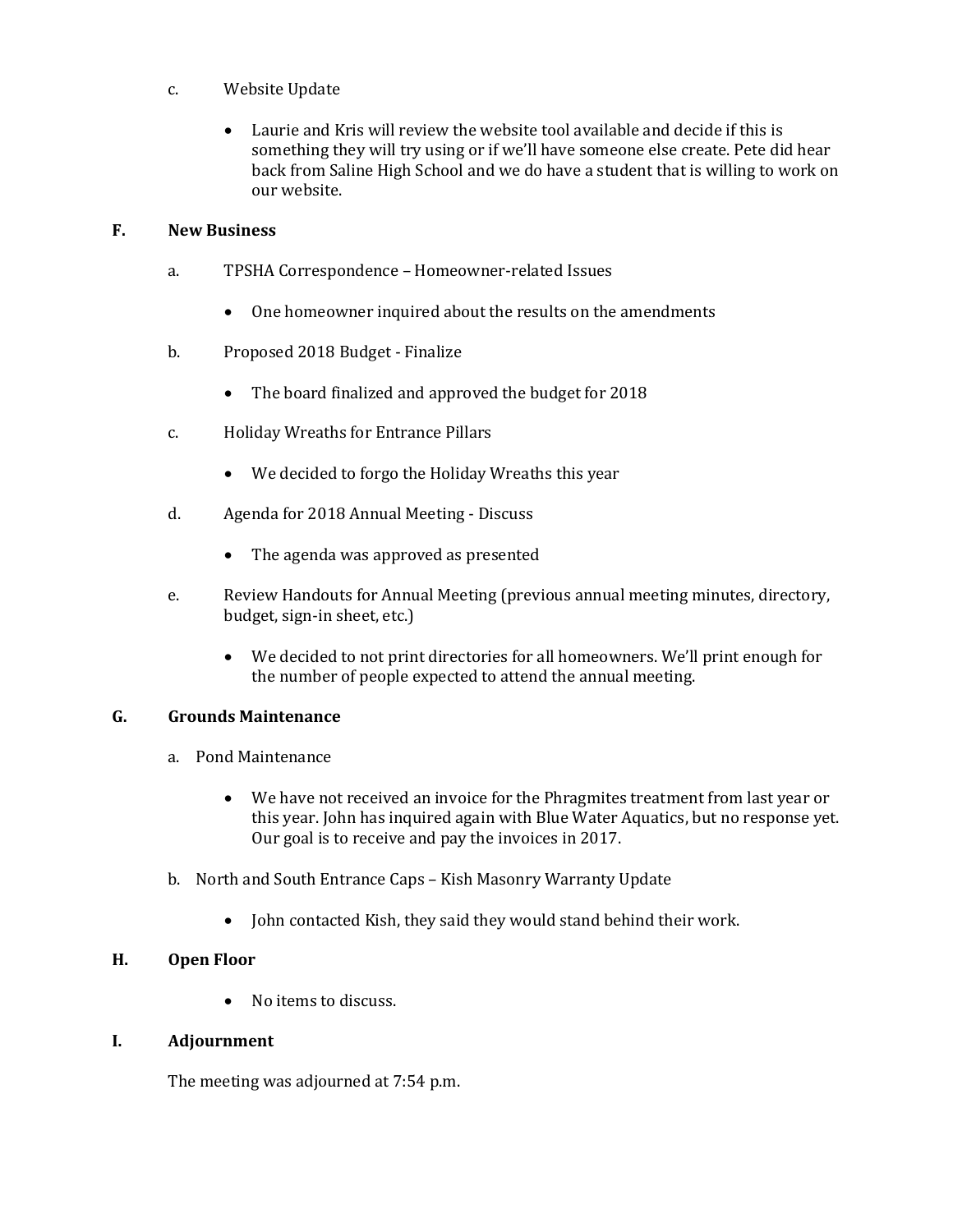c. Website Update

- Laurie and Kris will review the website tool available and decide if this is something they will try using or if we'll have someone else create. Pete did hear back from Saline High School and we do have a student that is willing to work on our website.

## F. New Business

a. TPSHA Correspondence – Homeowner-related Issues

- One homeowner inquired about the results on the amendments

b. Proposed 2018 Budget - Finalize

- The board finalized and approved the budget for 2018

c. Holiday Wreaths for Entrance Pillars

- We decided to forgo the Holiday Wreaths this year

d. Agenda for 2018 Annual Meeting - Discuss

- The agenda was approved as presented

e. Review Handouts for Annual Meeting (previous annual meeting minutes, directory, budget, sign-in sheet, etc.)

- We decided to not print directories for all homeowners. We'll print enough for the number of people expected to attend the annual meeting.

## G. Grounds Maintenance

a. Pond Maintenance

- We have not received an invoice for the Phragmites treatment from last year or this year. John has inquired again with Blue Water Aquatics, but no response yet. Our goal is to receive and pay the invoices in 2017.

b. North and South Entrance Caps – Kish Masonry Warranty Update

- John contacted Kish, they said they would stand behind their work.

## H. Open Floor

- No items to discuss.

## I. Adjournment

The meeting was adjourned at 7:54 p.m.